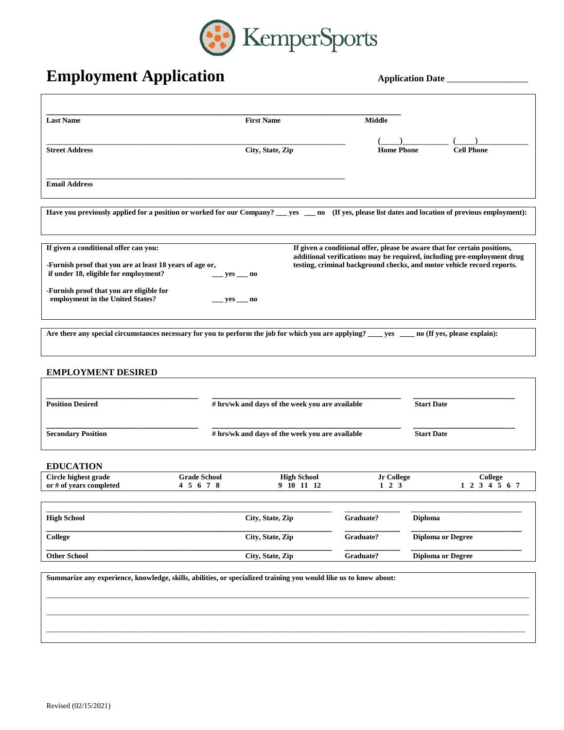KemperSports

# Employment Application

**Application Date** ___________________

______________________________________________________________________

**Last Name** | **First Name** | **Middle**

______________________________________________ (____)__________ (____)____________

**Street Address** | **City, State, Zip** | **Home Phone** | **Cell Phone**

______________________________________________

**Email Address**

---

**Have you previously applied for a position or worked for our Company? ___ yes ___ no (If yes, please list dates and location of previous employment):**

---

**If given a conditional offer can you:**

**-Furnish proof that you are at least 18 years of age or, if under 18, eligible for employment?** ___ yes ___ no

**-Furnish proof that you are eligible for employment in the United States?** ___ yes ___ no

**If given a conditional offer, please be aware that for certain positions, additional verifications may be required, including pre-employment drug testing, criminal background checks, and motor vehicle record reports.**

---

**Are there any special circumstances necessary for you to perform the job for which you are applying? ____ yes ____ no (If yes, please explain):**

---

## EMPLOYMENT DESIRED

| **Position Desired** | **# hrs/wk and days of the week you are available** | **Start Date** |
|---|---|---|
| **Secondary Position** | **# hrs/wk and days of the week you are available** | **Start Date** |

## EDUCATION

| **Circle highest grade or # of years completed** | **Grade School** 4 5 6 7 8 | **High School** 9 10 11 12 | **Jr College** 1 2 3 | **College** 1 2 3 4 5 6 7 |
|---|---|---|---|---|

| | | | |
|---|---|---|---|
| **High School** | **City, State, Zip** | **Graduate?** | **Diploma** |
| **College** | **City, State, Zip** | **Graduate?** | **Diploma or Degree** |
| **Other School** | **City, State, Zip** | **Graduate?** | **Diploma or Degree** |

**Summarize any experience, knowledge, skills, abilities, or specialized training you would like us to know about:**

______________________________________________________________________

______________________________________________________________________

______________________________________________________________________

Revised (02/15/2021)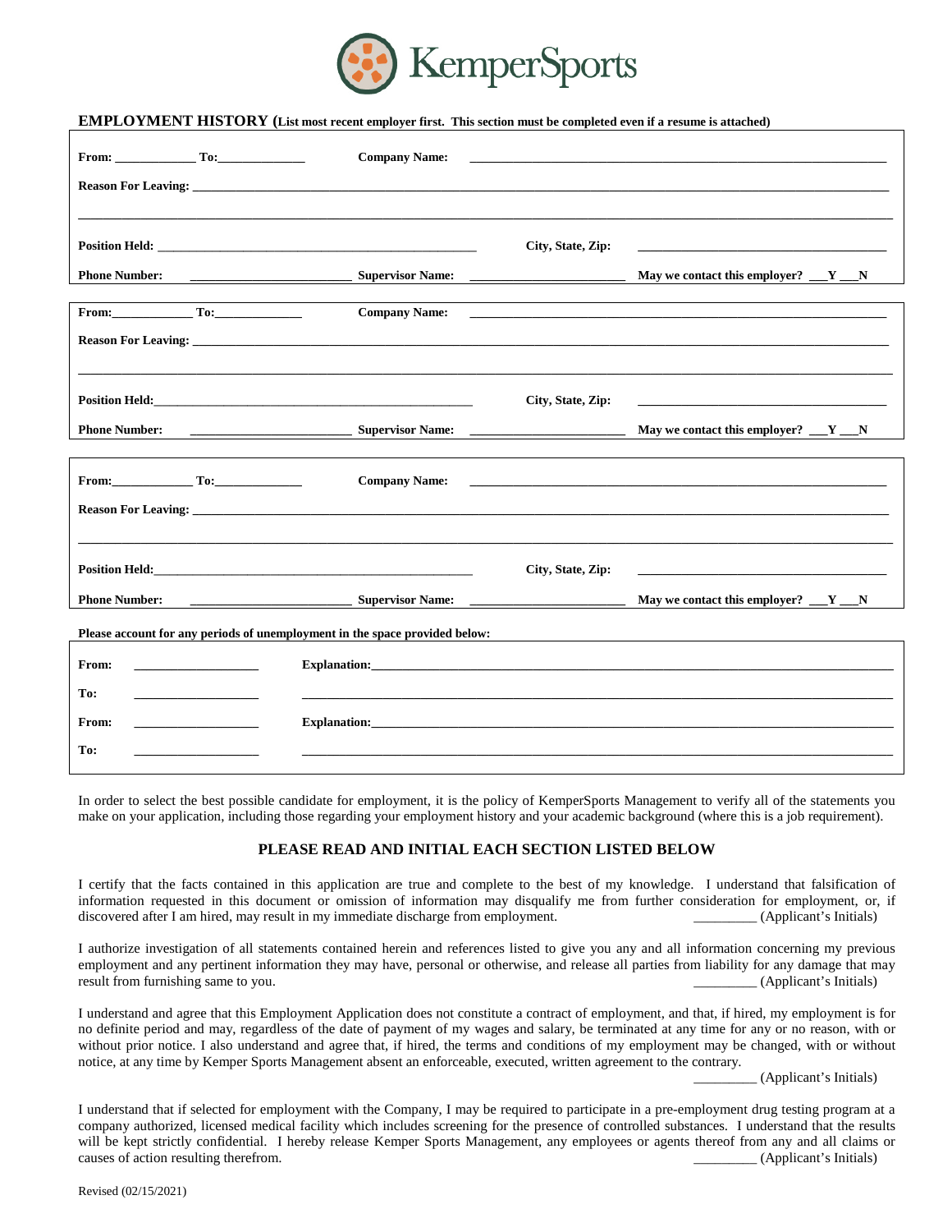KemperSports

**EMPLOYMENT HISTORY (List most recent employer first. This section must be completed even if a resume is attached)**

**From:** ____________ **To:**_____________ **Company Name:** ______________________________________________

**Reason For Leaving:** ________________________________________________________________________________

______________________________________________________________________________________________

**Position Held:** ____________________________________________ **City, State, Zip:** ______________________________

**Phone Number:** ______________________ **Supervisor Name:** ______________________ **May we contact this employer?** ___Y ___N

**From:**____________ **To:**_____________ **Company Name:** ______________________________________________

**Reason For Leaving:** ________________________________________________________________________________

______________________________________________________________________________________________

**Position Held:**____________________________________________ **City, State, Zip:** ______________________________

**Phone Number:** ______________________ **Supervisor Name:** ______________________ **May we contact this employer?** ___Y ___N

**From:**____________ **To:**_____________ **Company Name:** ______________________________________________

**Reason For Leaving:** ________________________________________________________________________________

______________________________________________________________________________________________

**Position Held:**____________________________________________ **City, State, Zip:** ______________________________

**Phone Number:** ______________________ **Supervisor Name:** ______________________ **May we contact this employer?** ___Y ___N

**Please account for any periods of unemployment in the space provided below:**

**From:** __________________ **Explanation:**______________________________________________________________

**To:** __________________ _______________________________________________________________________

**From:** __________________ **Explanation:**______________________________________________________________

**To:** __________________ _______________________________________________________________________

In order to select the best possible candidate for employment, it is the policy of KemperSports Management to verify all of the statements you make on your application, including those regarding your employment history and your academic background (where this is a job requirement).

## PLEASE READ AND INITIAL EACH SECTION LISTED BELOW

I certify that the facts contained in this application are true and complete to the best of my knowledge. I understand that falsification of information requested in this document or omission of information may disqualify me from further consideration for employment, or, if discovered after I am hired, may result in my immediate discharge from employment. _________ (Applicant's Initials)

I authorize investigation of all statements contained herein and references listed to give you any and all information concerning my previous employment and any pertinent information they may have, personal or otherwise, and release all parties from liability for any damage that may result from furnishing same to you. _________ (Applicant's Initials)

I understand and agree that this Employment Application does not constitute a contract of employment, and that, if hired, my employment is for no definite period and may, regardless of the date of payment of my wages and salary, be terminated at any time for any or no reason, with or without prior notice. I also understand and agree that, if hired, the terms and conditions of my employment may be changed, with or without notice, at any time by Kemper Sports Management absent an enforceable, executed, written agreement to the contrary. _________ (Applicant's Initials)

I understand that if selected for employment with the Company, I may be required to participate in a pre-employment drug testing program at a company authorized, licensed medical facility which includes screening for the presence of controlled substances. I understand that the results will be kept strictly confidential. I hereby release Kemper Sports Management, any employees or agents thereof from any and all claims or causes of action resulting therefrom. _________ (Applicant's Initials)

Revised (02/15/2021)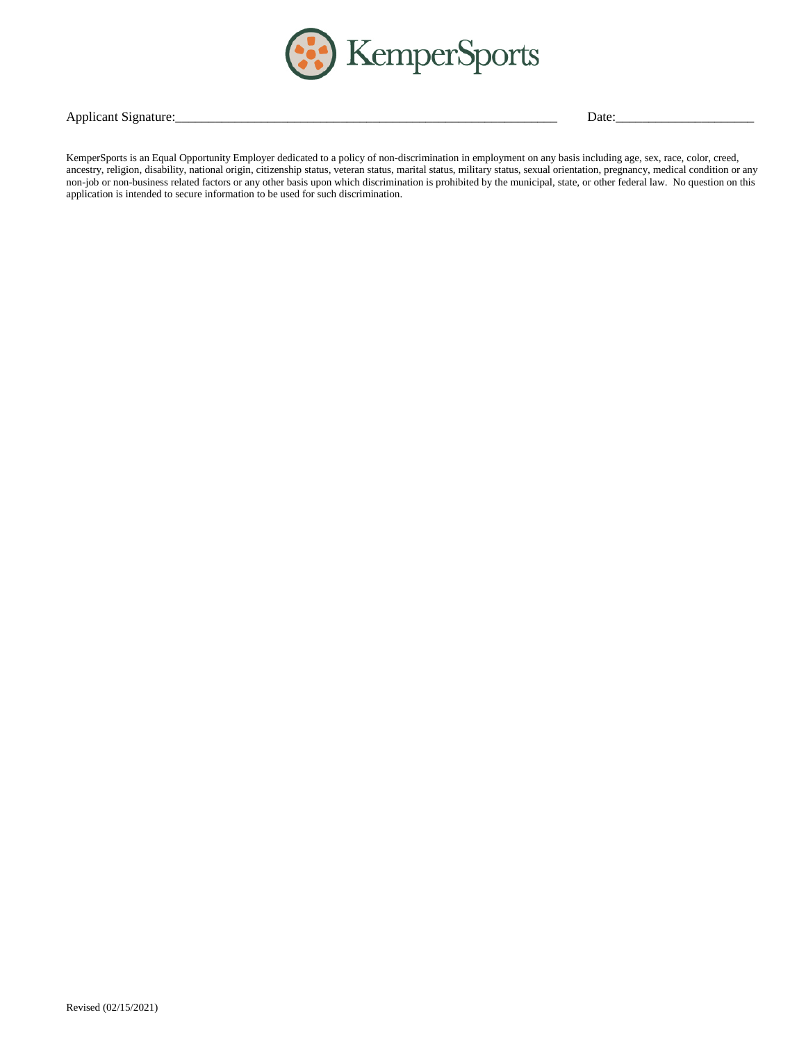KemperSports

Applicant Signature:_________________________________________________________ Date:____________________

KemperSports is an Equal Opportunity Employer dedicated to a policy of non-discrimination in employment on any basis including age, sex, race, color, creed, ancestry, religion, disability, national origin, citizenship status, veteran status, marital status, military status, sexual orientation, pregnancy, medical condition or any non-job or non-business related factors or any other basis upon which discrimination is prohibited by the municipal, state, or other federal law. No question on this application is intended to secure information to be used for such discrimination.

Revised (02/15/2021)